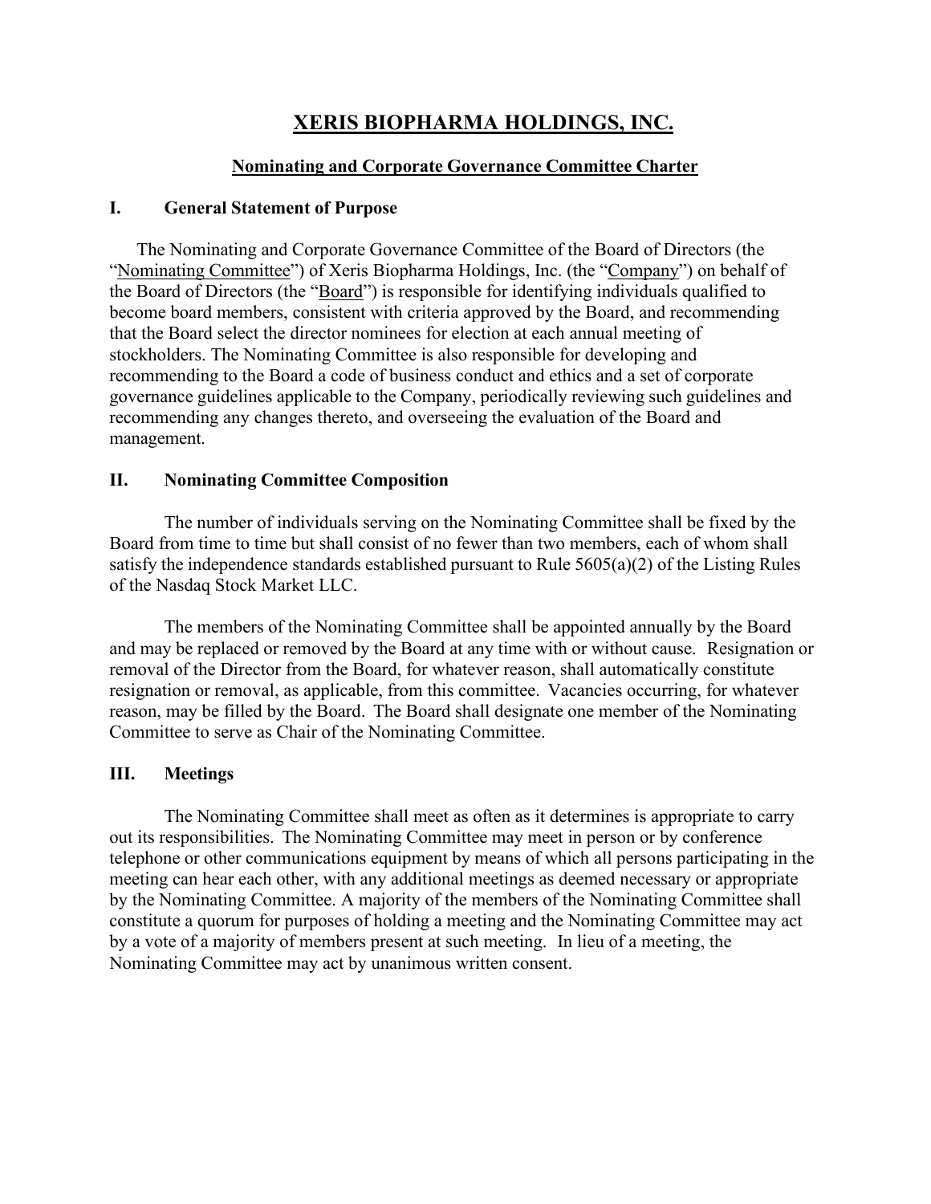# XERIS BIOPHARMA HOLDINGS, INC.

## Nominating and Corporate Governance Committee Charter

### I. General Statement of Purpose

The Nominating and Corporate Governance Committee of the Board of Directors (the "Nominating Committee") of Xeris Biopharma Holdings, Inc. (the "Company") on behalf of the Board of Directors (the "Board") is responsible for identifying individuals qualified to become board members, consistent with criteria approved by the Board, and recommending that the Board select the director nominees for election at each annual meeting of stockholders. The Nominating Committee is also responsible for developing and recommending to the Board a code of business conduct and ethics and a set of corporate governance guidelines applicable to the Company, periodically reviewing such guidelines and recommending any changes thereto, and overseeing the evaluation of the Board and management.

### II. Nominating Committee Composition

The number of individuals serving on the Nominating Committee shall be fixed by the Board from time to time but shall consist of no fewer than two members, each of whom shall satisfy the independence standards established pursuant to Rule 5605(a)(2) of the Listing Rules of the Nasdaq Stock Market LLC.

The members of the Nominating Committee shall be appointed annually by the Board and may be replaced or removed by the Board at any time with or without cause. Resignation or removal of the Director from the Board, for whatever reason, shall automatically constitute resignation or removal, as applicable, from this committee. Vacancies occurring, for whatever reason, may be filled by the Board. The Board shall designate one member of the Nominating Committee to serve as Chair of the Nominating Committee.

### III. Meetings

The Nominating Committee shall meet as often as it determines is appropriate to carry out its responsibilities. The Nominating Committee may meet in person or by conference telephone or other communications equipment by means of which all persons participating in the meeting can hear each other, with any additional meetings as deemed necessary or appropriate by the Nominating Committee. A majority of the members of the Nominating Committee shall constitute a quorum for purposes of holding a meeting and the Nominating Committee may act by a vote of a majority of members present at such meeting. In lieu of a meeting, the Nominating Committee may act by unanimous written consent.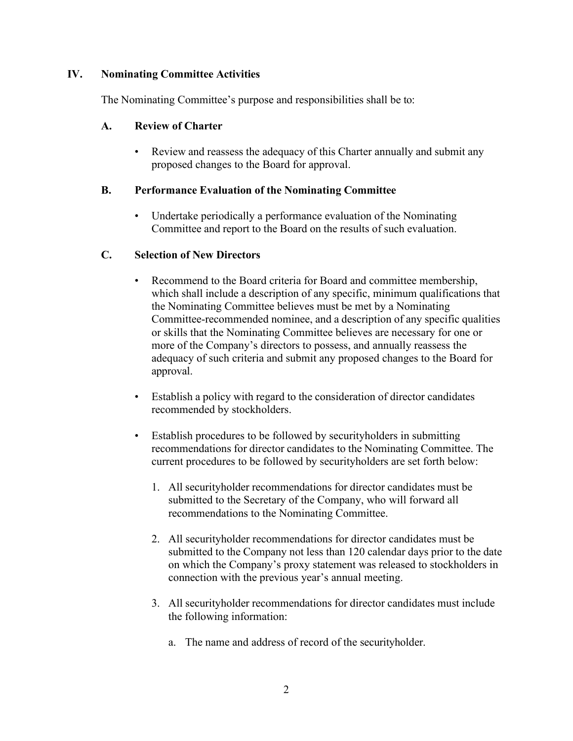## IV. Nominating Committee Activities

The Nominating Committee's purpose and responsibilities shall be to:

### A. Review of Charter

- Review and reassess the adequacy of this Charter annually and submit any proposed changes to the Board for approval.

### B. Performance Evaluation of the Nominating Committee

- Undertake periodically a performance evaluation of the Nominating Committee and report to the Board on the results of such evaluation.

### C. Selection of New Directors

- Recommend to the Board criteria for Board and committee membership, which shall include a description of any specific, minimum qualifications that the Nominating Committee believes must be met by a Nominating Committee-recommended nominee, and a description of any specific qualities or skills that the Nominating Committee believes are necessary for one or more of the Company's directors to possess, and annually reassess the adequacy of such criteria and submit any proposed changes to the Board for approval.
- Establish a policy with regard to the consideration of director candidates recommended by stockholders.
- Establish procedures to be followed by securityholders in submitting recommendations for director candidates to the Nominating Committee. The current procedures to be followed by securityholders are set forth below:
    1. All securityholder recommendations for director candidates must be submitted to the Secretary of the Company, who will forward all recommendations to the Nominating Committee.
    2. All securityholder recommendations for director candidates must be submitted to the Company not less than 120 calendar days prior to the date on which the Company's proxy statement was released to stockholders in connection with the previous year's annual meeting.
    3. All securityholder recommendations for director candidates must include the following information:
        a. The name and address of record of the securityholder.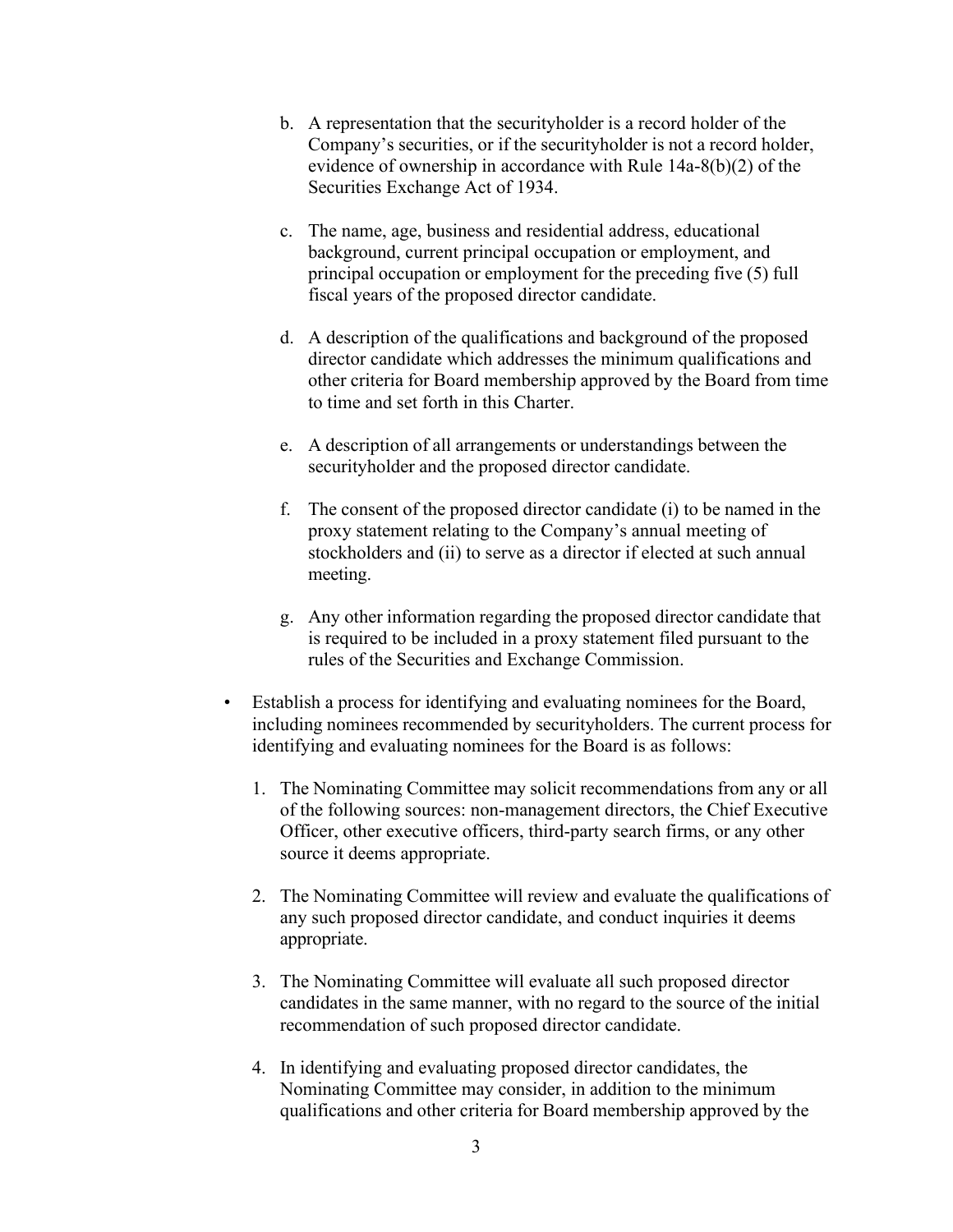b. A representation that the securityholder is a record holder of the Company's securities, or if the securityholder is not a record holder, evidence of ownership in accordance with Rule 14a-8(b)(2) of the Securities Exchange Act of 1934.

c. The name, age, business and residential address, educational background, current principal occupation or employment, and principal occupation or employment for the preceding five (5) full fiscal years of the proposed director candidate.

d. A description of the qualifications and background of the proposed director candidate which addresses the minimum qualifications and other criteria for Board membership approved by the Board from time to time and set forth in this Charter.

e. A description of all arrangements or understandings between the securityholder and the proposed director candidate.

f. The consent of the proposed director candidate (i) to be named in the proxy statement relating to the Company's annual meeting of stockholders and (ii) to serve as a director if elected at such annual meeting.

g. Any other information regarding the proposed director candidate that is required to be included in a proxy statement filed pursuant to the rules of the Securities and Exchange Commission.

- Establish a process for identifying and evaluating nominees for the Board, including nominees recommended by securityholders. The current process for identifying and evaluating nominees for the Board is as follows:

  1. The Nominating Committee may solicit recommendations from any or all of the following sources: non-management directors, the Chief Executive Officer, other executive officers, third-party search firms, or any other source it deems appropriate.

  2. The Nominating Committee will review and evaluate the qualifications of any such proposed director candidate, and conduct inquiries it deems appropriate.

  3. The Nominating Committee will evaluate all such proposed director candidates in the same manner, with no regard to the source of the initial recommendation of such proposed director candidate.

  4. In identifying and evaluating proposed director candidates, the Nominating Committee may consider, in addition to the minimum qualifications and other criteria for Board membership approved by the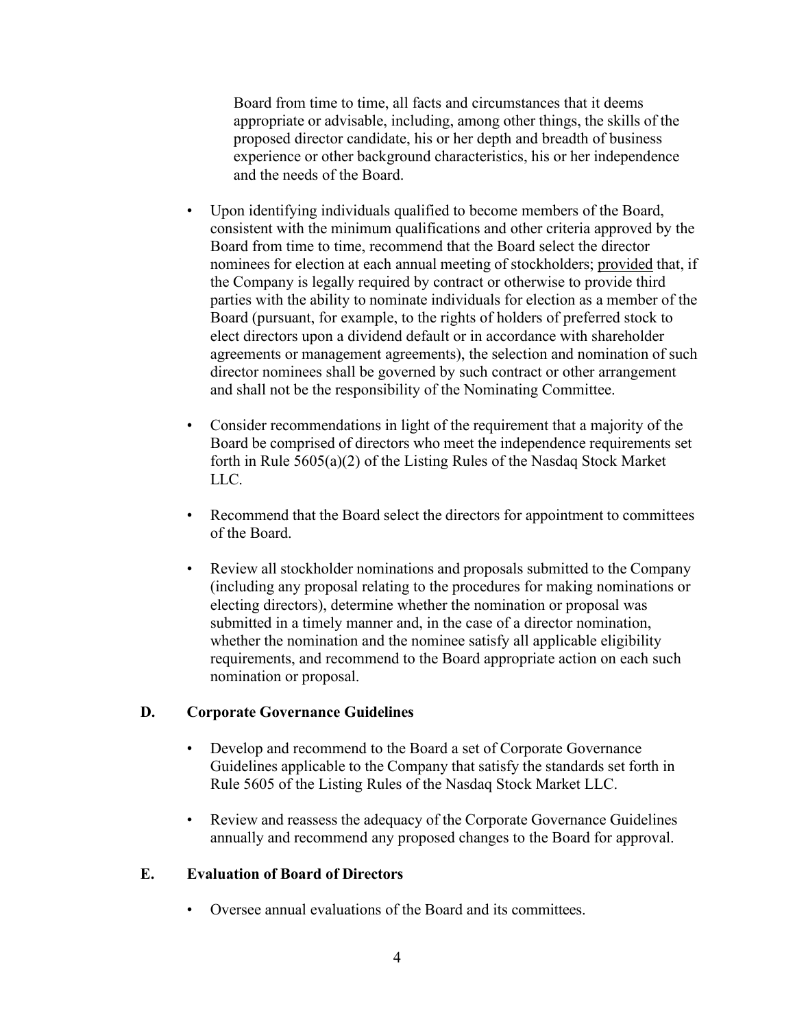Board from time to time, all facts and circumstances that it deems appropriate or advisable, including, among other things, the skills of the proposed director candidate, his or her depth and breadth of business experience or other background characteristics, his or her independence and the needs of the Board.

- Upon identifying individuals qualified to become members of the Board, consistent with the minimum qualifications and other criteria approved by the Board from time to time, recommend that the Board select the director nominees for election at each annual meeting of stockholders; provided that, if the Company is legally required by contract or otherwise to provide third parties with the ability to nominate individuals for election as a member of the Board (pursuant, for example, to the rights of holders of preferred stock to elect directors upon a dividend default or in accordance with shareholder agreements or management agreements), the selection and nomination of such director nominees shall be governed by such contract or other arrangement and shall not be the responsibility of the Nominating Committee.

- Consider recommendations in light of the requirement that a majority of the Board be comprised of directors who meet the independence requirements set forth in Rule 5605(a)(2) of the Listing Rules of the Nasdaq Stock Market LLC.

- Recommend that the Board select the directors for appointment to committees of the Board.

- Review all stockholder nominations and proposals submitted to the Company (including any proposal relating to the procedures for making nominations or electing directors), determine whether the nomination or proposal was submitted in a timely manner and, in the case of a director nomination, whether the nomination and the nominee satisfy all applicable eligibility requirements, and recommend to the Board appropriate action on each such nomination or proposal.

### D. Corporate Governance Guidelines

- Develop and recommend to the Board a set of Corporate Governance Guidelines applicable to the Company that satisfy the standards set forth in Rule 5605 of the Listing Rules of the Nasdaq Stock Market LLC.

- Review and reassess the adequacy of the Corporate Governance Guidelines annually and recommend any proposed changes to the Board for approval.

### E. Evaluation of Board of Directors

- Oversee annual evaluations of the Board and its committees.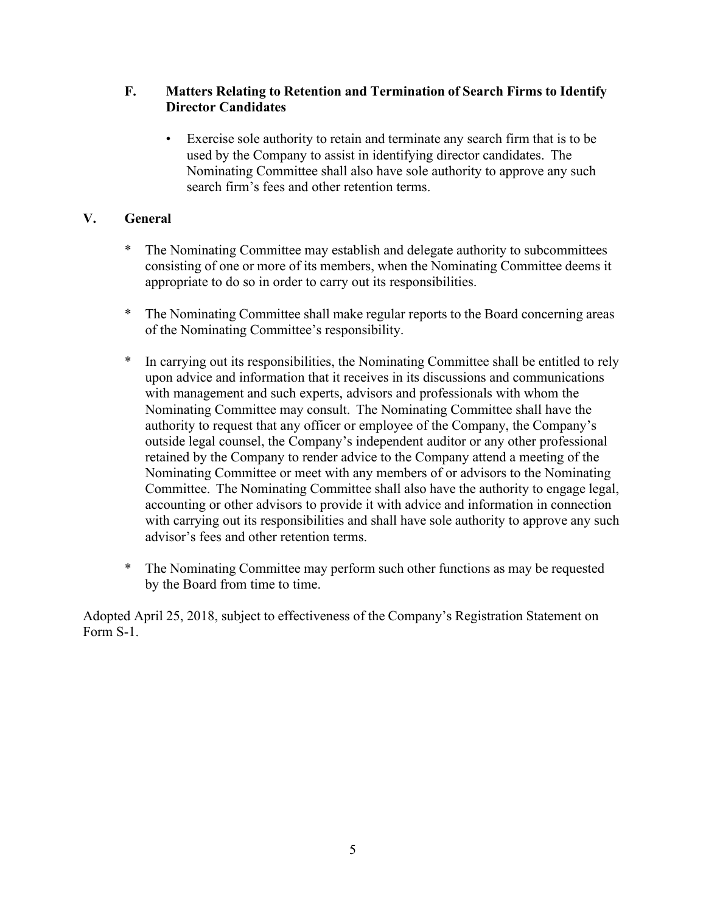### F. Matters Relating to Retention and Termination of Search Firms to Identify Director Candidates

- Exercise sole authority to retain and terminate any search firm that is to be used by the Company to assist in identifying director candidates. The Nominating Committee shall also have sole authority to approve any such search firm's fees and other retention terms.

## V. General

* The Nominating Committee may establish and delegate authority to subcommittees consisting of one or more of its members, when the Nominating Committee deems it appropriate to do so in order to carry out its responsibilities.

* The Nominating Committee shall make regular reports to the Board concerning areas of the Nominating Committee's responsibility.

* In carrying out its responsibilities, the Nominating Committee shall be entitled to rely upon advice and information that it receives in its discussions and communications with management and such experts, advisors and professionals with whom the Nominating Committee may consult. The Nominating Committee shall have the authority to request that any officer or employee of the Company, the Company's outside legal counsel, the Company's independent auditor or any other professional retained by the Company to render advice to the Company attend a meeting of the Nominating Committee or meet with any members of or advisors to the Nominating Committee. The Nominating Committee shall also have the authority to engage legal, accounting or other advisors to provide it with advice and information in connection with carrying out its responsibilities and shall have sole authority to approve any such advisor's fees and other retention terms.

* The Nominating Committee may perform such other functions as may be requested by the Board from time to time.

Adopted April 25, 2018, subject to effectiveness of the Company's Registration Statement on Form S-1.